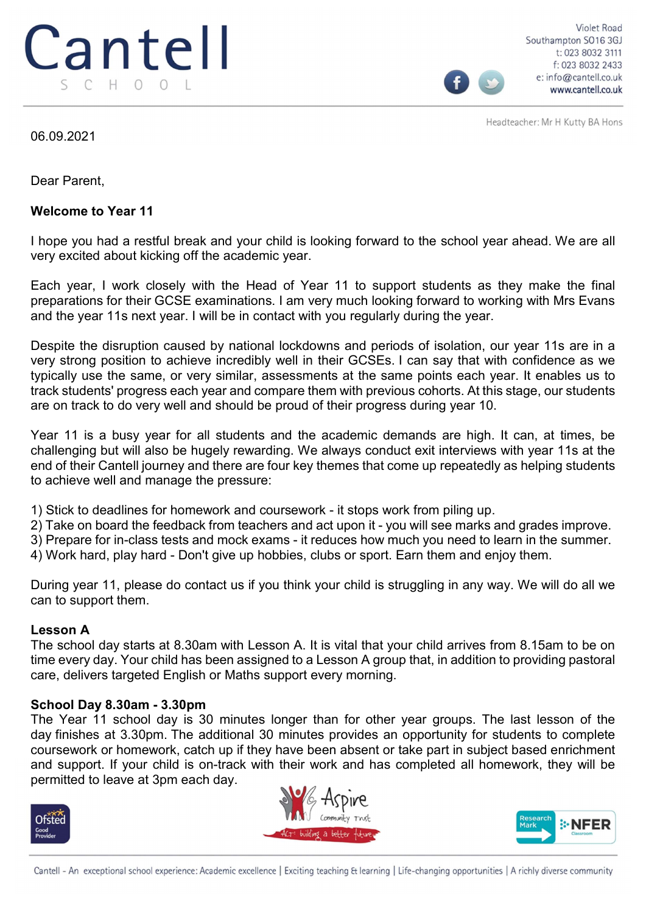Violet Road
Southampton SO16 3GJ
t: 023 8032 3111
f: 023 8032 2433
e: info@cantell.co.uk
www.cantell.co.uk

Headteacher: Mr H Kutty BA Hons

06.09.2021

Dear Parent,

**Welcome to Year 11**

I hope you had a restful break and your child is looking forward to the school year ahead. We are all very excited about kicking off the academic year.

Each year, I work closely with the Head of Year 11 to support students as they make the final preparations for their GCSE examinations. I am very much looking forward to working with Mrs Evans and the year 11s next year. I will be in contact with you regularly during the year.

Despite the disruption caused by national lockdowns and periods of isolation, our year 11s are in a very strong position to achieve incredibly well in their GCSEs. I can say that with confidence as we typically use the same, or very similar, assessments at the same points each year. It enables us to track students' progress each year and compare them with previous cohorts. At this stage, our students are on track to do very well and should be proud of their progress during year 10.

Year 11 is a busy year for all students and the academic demands are high. It can, at times, be challenging but will also be hugely rewarding. We always conduct exit interviews with year 11s at the end of their Cantell journey and there are four key themes that come up repeatedly as helping students to achieve well and manage the pressure:

1) Stick to deadlines for homework and coursework - it stops work from piling up.
2) Take on board the feedback from teachers and act upon it - you will see marks and grades improve.
3) Prepare for in-class tests and mock exams - it reduces how much you need to learn in the summer.
4) Work hard, play hard - Don't give up hobbies, clubs or sport. Earn them and enjoy them.

During year 11, please do contact us if you think your child is struggling in any way. We will do all we can to support them.

**Lesson A**

The school day starts at 8.30am with Lesson A. It is vital that your child arrives from 8.15am to be on time every day. Your child has been assigned to a Lesson A group that, in addition to providing pastoral care, delivers targeted English or Maths support every morning.

**School Day 8.30am - 3.30pm**

The Year 11 school day is 30 minutes longer than for other year groups. The last lesson of the day finishes at 3.30pm. The additional 30 minutes provides an opportunity for students to complete coursework or homework, catch up if they have been absent or take part in subject based enrichment and support. If your child is on-track with their work and has completed all homework, they will be permitted to leave at 3pm each day.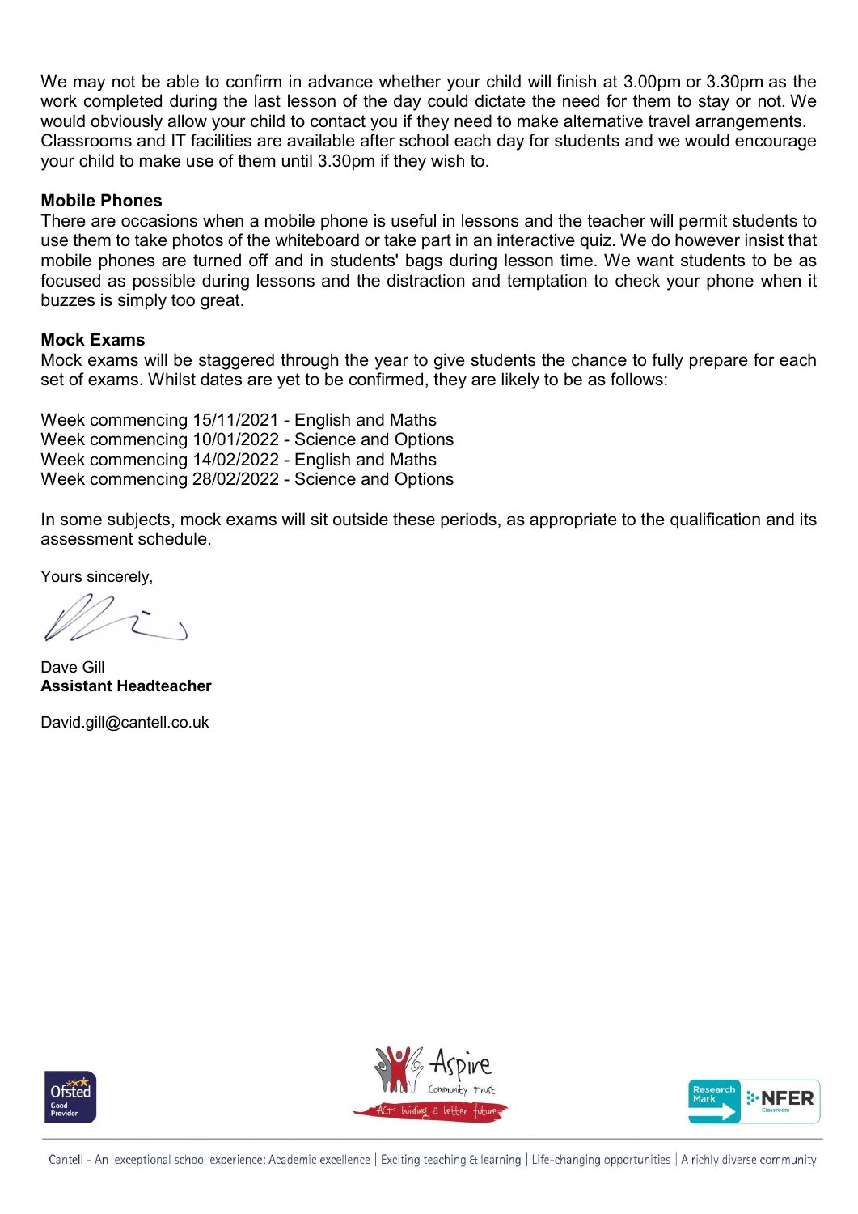We may not be able to confirm in advance whether your child will finish at 3.00pm or 3.30pm as the work completed during the last lesson of the day could dictate the need for them to stay or not. We would obviously allow your child to contact you if they need to make alternative travel arrangements. Classrooms and IT facilities are available after school each day for students and we would encourage your child to make use of them until 3.30pm if they wish to.

**Mobile Phones**

There are occasions when a mobile phone is useful in lessons and the teacher will permit students to use them to take photos of the whiteboard or take part in an interactive quiz. We do however insist that mobile phones are turned off and in students' bags during lesson time. We want students to be as focused as possible during lessons and the distraction and temptation to check your phone when it buzzes is simply too great.

**Mock Exams**

Mock exams will be staggered through the year to give students the chance to fully prepare for each set of exams. Whilst dates are yet to be confirmed, they are likely to be as follows:

Week commencing 15/11/2021 - English and Maths
Week commencing 10/01/2022 - Science and Options
Week commencing 14/02/2022 - English and Maths
Week commencing 28/02/2022 - Science and Options

In some subjects, mock exams will sit outside these periods, as appropriate to the qualification and its assessment schedule.

Yours sincerely,

Dave Gill
**Assistant Headteacher**

David.gill@cantell.co.uk